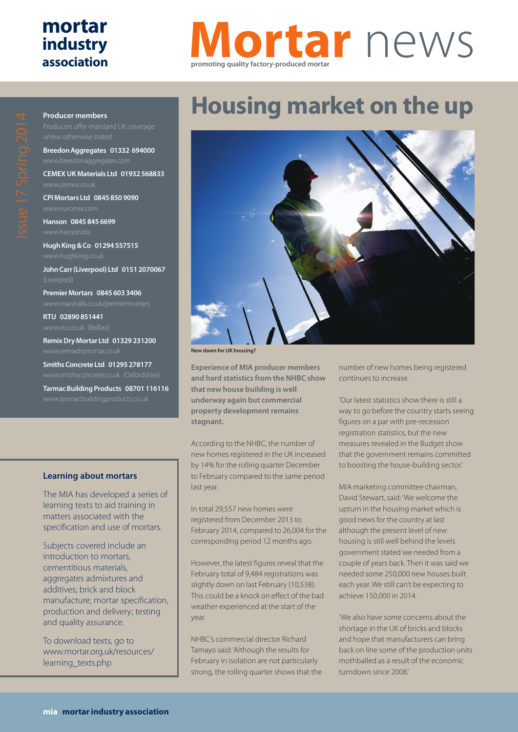# Mortar news

promoting quality factory-produced mortar

mortar industry association

Issue 17 Spring 2014

**Producer members**

Producers offer mainland UK coverage unless otherwise stated

**Breedon Aggregates 01332 694000**
www.breedonaggregates.com

**CEMEX UK Materials Ltd 01932 568833**
www.cemex.co.uk

**CPI Mortars Ltd 0845 850 9090**
www.euromix.com

**Hanson 0845 845 6699**
www.hanson.biz

**Hugh King & Co 01294 557515**
www.hughking.co.uk

**John Carr (Liverpool) Ltd 0151 2070067**
(Liverpool)

**Premier Mortars 0845 603 3406**
www.marshalls.co.uk/premiermortars

**RTU 02890 851441**
www.rtu.co.uk (Belfast)

**Remix Dry Mortar Ltd 01329 231200**
www.remixdrymortar.co.uk

**Smiths Concrete Ltd 01295 278177**
www.smithsconcrete.co.uk (Oxfordshire)

**Tarmac Building Products 08701 116116**
www.tarmacbuildingproducts.co.uk

## Learning about mortars

The MIA has developed a series of learning texts to aid training in matters associated with the specification and use of mortars.

Subjects covered include an introduction to mortars, cementitious materials, aggregates admixtures and additives; brick and block manufacture; mortar specification, production and delivery; testing and quality assurance.

To download texts, go to www.mortar.org.uk/resources/learning_texts.php

# Housing market on the up

New dawn for UK housing?

**Experience of MIA producer members and hard statistics from the NHBC show that new house building is well underway again but commercial property development remains stagnant.**

According to the NHBC, the number of new homes registered in the UK increased by 14% for the rolling quarter December to February compared to the same period last year.

In total 29,557 new homes were registered from December 2013 to February 2014, compared to 26,004 for the corresponding period 12 months ago.

However, the latest figures reveal that the February total of 9,484 registrations was slightly down on last February (10,538). This could be a knock on effect of the bad weather experienced at the start of the year.

NHBC's commercial director Richard Tamayo said: 'Although the results for February in isolation are not particularly strong, the rolling quarter shows that the number of new homes being registered continues to increase.

'Our latest statistics show there is still a way to go before the country starts seeing figures on a par with pre-recession registration statistics, but the new measures revealed in the Budget show that the government remains committed to boosting the house-building sector.'

MIA marketing committee chairman, David Stewart, said: 'We welcome the upturn in the housing market which is good news for the country at last although the present level of new housing is still well behind the levels government stated we needed from a couple of years back. Then it was said we needed some 250,000 new houses built each year. We still can't be expecting to achieve 150,000 in 2014.

'We also have some concerns about the shortage in the UK of bricks and blocks and hope that manufacturers can bring back on line some of the production units mothballed as a result of the economic turndown since 2008.'

**mia mortar industry association**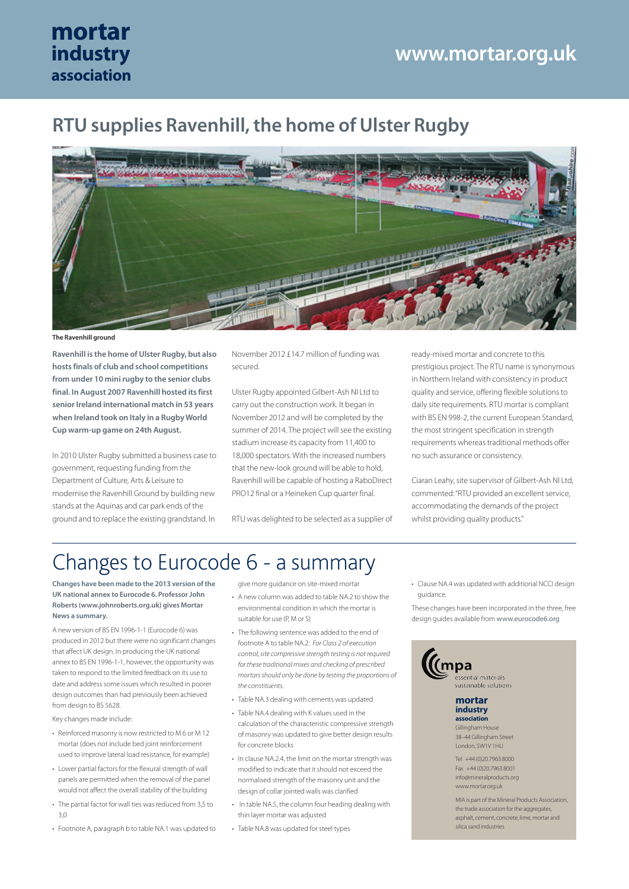# mortar industry association

www.mortar.org.uk

## RTU supplies Ravenhill, the home of Ulster Rugby

The Ravenhill ground

**Ravenhill is the home of Ulster Rugby, but also hosts finals of club and school competitions from under 10 mini rugby to the senior clubs final. In August 2007 Ravenhill hosted its first senior Ireland international match in 53 years when Ireland took on Italy in a Rugby World Cup warm-up game on 24th August.**

In 2010 Ulster Rugby submitted a business case to government, requesting funding from the Department of Culture, Arts & Leisure to modernise the Ravenhill Ground by building new stands at the Aquinas and car park ends of the ground and to replace the existing grandstand. In November 2012 £14.7 million of funding was secured.

Ulster Rugby appointed Gilbert-Ash NI Ltd to carry out the construction work. It began in November 2012 and will be completed by the summer of 2014. The project will see the existing stadium increase its capacity from 11,400 to 18,000 spectators. With the increased numbers that the new-look ground will be able to hold, Ravenhill will be capable of hosting a RaboDirect PRO12 final or a Heineken Cup quarter final.

RTU was delighted to be selected as a supplier of ready-mixed mortar and concrete to this prestigious project. The RTU name is synonymous in Northern Ireland with consistency in product quality and service, offering flexible solutions to daily site requirements. RTU mortar is compliant with BS EN 998-2, the current European Standard, the most stringent specification in strength requirements whereas traditional methods offer no such assurance or consistency.

Ciaran Leahy, site supervisor of Gilbert-Ash NI Ltd, commented: "RTU provided an excellent service, accommodating the demands of the project whilst providing quality products."

## Changes to Eurocode 6 - a summary

**Changes have been made to the 2013 version of the UK national annex to Eurocode 6. Professor John Roberts (www.johnroberts.org.uk) gives Mortar News a summary.**

A new version of BS EN 1996-1-1 (Eurocode 6) was produced in 2012 but there were no significant changes that affect UK design. In producing the UK national annex to BS EN 1996-1-1, however, the opportunity was taken to respond to the limited feedback on its use to date and address some issues which resulted in poorer design outcomes than had previously been achieved from design to BS 5628.

Key changes made include:

- Reinforced masonry is now restricted to M 6 or M 12 mortar (does not include bed joint reinforcement used to improve lateral load resistance, for example)
- Lower partial factors for the flexural strength of wall panels are permitted when the removal of the panel would not affect the overall stability of the building
- The partial factor for wall ties was reduced from 3,5 to 3,0
- Footnote A, paragraph b to table NA.1 was updated to give more guidance on site-mixed mortar
- A new column was added to table NA.2 to show the environmental condition in which the mortar is suitable for use (P, M or S)
- The following sentence was added to the end of footnote A to table NA.2: *For Class 2 of execution control, site compressive strength testing is not required for these traditional mixes and checking of prescribed mortars should only be done by testing the proportions of the constituents.*
- Table NA.3 dealing with cements was updated
- Table NA.4 dealing with K values used in the calculation of the characteristic compressive strength of masonry was updated to give better design results for concrete blocks
- In clause NA.2.4, the limit on the mortar strength was modified to indicate that it should not exceed the normalised strength of the masonry unit and the design of collar jointed walls was clarified
- In table NA.5, the column four heading dealing with thin layer mortar was adjusted
- Table NA.8 was updated for steel types
- Clause NA.4 was updated with additional NCCI design guidance.

These changes have been incorporated in the three, free design guides available from www.eurocode6.org

mpa
essential materials
sustainable solutions

**mortar industry association**
Gillingham House
38–44 Gillingham Street
London, SW1V 1HU

Tel +44 (0)20 7963 8000
Fax +44 (0)20 7963 8001
info@mineralproducts.org
www.mortar.org.uk

MIA is part of the Mineral Products Association, the trade association for the aggregates, asphalt, cement, concrete, lime, mortar and silica sand industries